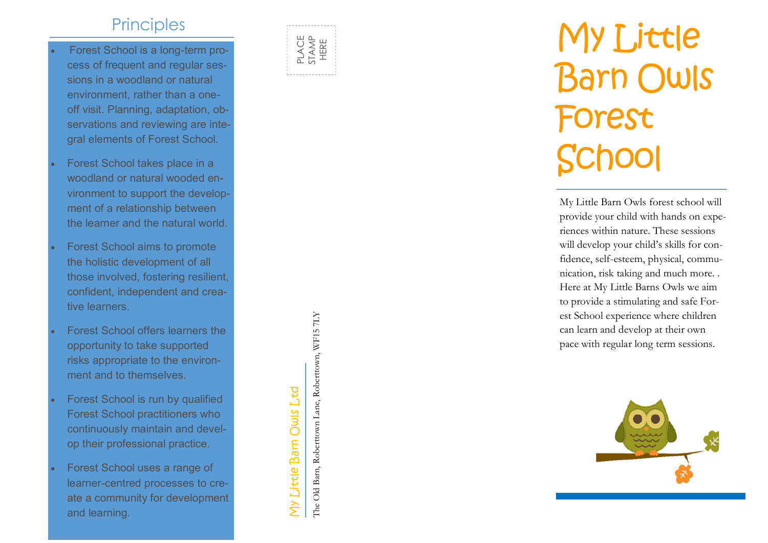## Principles

- Forest School is a long-term process of frequent and regular sessions in a woodland or natural environment, rather than a one-off visit. Planning, adaptation, observations and reviewing are integral elements of Forest School.
- Forest School takes place in a woodland or natural wooded environment to support the development of a relationship between the learner and the natural world.
- Forest School aims to promote the holistic development of all those involved, fostering resilient, confident, independent and creative learners.
- Forest School offers learners the opportunity to take supported risks appropriate to the environment and to themselves.
- Forest School is run by qualified Forest School practitioners who continuously maintain and develop their professional practice.
- Forest School uses a range of learner-centred processes to create a community for development and learning.

PLACE STAMP HERE

My Little Barn Owls Ltd

The Old Barn, Roberttown Lane, Roberttown, WF15 7LY

# My Little Barn Owls Forest School

My Little Barn Owls forest school will provide your child with hands on experiences within nature. These sessions will develop your child's skills for confidence, self-esteem, physical, communication, risk taking and much more. . Here at My Little Barns Owls we aim to provide a stimulating and safe Forest School experience where children can learn and develop at their own pace with regular long term sessions.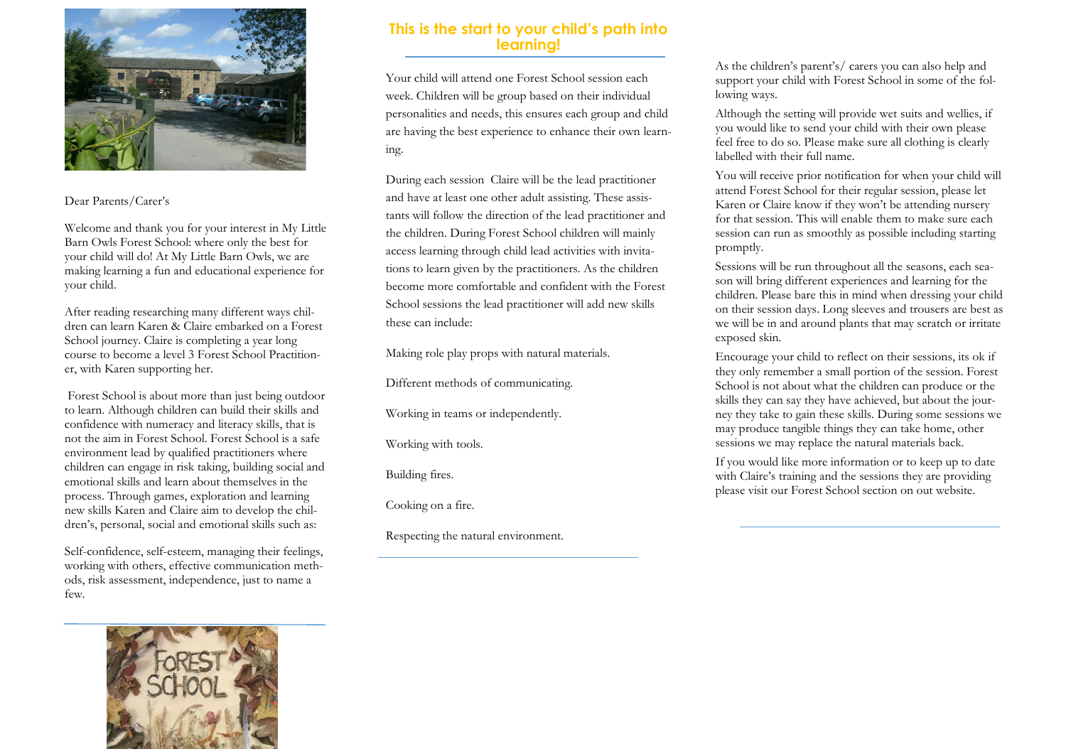Dear Parents/Carer's

Welcome and thank you for your interest in My Little Barn Owls Forest School: where only the best for your child will do! At My Little Barn Owls, we are making learning a fun and educational experience for your child.

After reading researching many different ways children can learn Karen & Claire embarked on a Forest School journey. Claire is completing a year long course to become a level 3 Forest School Practitioner, with Karen supporting her.

Forest School is about more than just being outdoor to learn. Although children can build their skills and confidence with numeracy and literacy skills, that is not the aim in Forest School. Forest School is a safe environment lead by qualified practitioners where children can engage in risk taking, building social and emotional skills and learn about themselves in the process. Through games, exploration and learning new skills Karen and Claire aim to develop the children's, personal, social and emotional skills such as:

Self-confidence, self-esteem, managing their feelings, working with others, effective communication methods, risk assessment, independence, just to name a few.

## This is the start to your child's path into learning!

Your child will attend one Forest School session each week. Children will be group based on their individual personalities and needs, this ensures each group and child are having the best experience to enhance their own learning.

During each session Claire will be the lead practitioner and have at least one other adult assisting. These assistants will follow the direction of the lead practitioner and the children. During Forest School children will mainly access learning through child lead activities with invitations to learn given by the practitioners. As the children become more comfortable and confident with the Forest School sessions the lead practitioner will add new skills these can include:

Making role play props with natural materials.

Different methods of communicating.

Working in teams or independently.

Working with tools.

Building fires.

Cooking on a fire.

Respecting the natural environment.

As the children's parent's/ carers you can also help and support your child with Forest School in some of the following ways.

Although the setting will provide wet suits and wellies, if you would like to send your child with their own please feel free to do so. Please make sure all clothing is clearly labelled with their full name.

You will receive prior notification for when your child will attend Forest School for their regular session, please let Karen or Claire know if they won't be attending nursery for that session. This will enable them to make sure each session can run as smoothly as possible including starting promptly.

Sessions will be run throughout all the seasons, each season will bring different experiences and learning for the children. Please bare this in mind when dressing your child on their session days. Long sleeves and trousers are best as we will be in and around plants that may scratch or irritate exposed skin.

Encourage your child to reflect on their sessions, its ok if they only remember a small portion of the session. Forest School is not about what the children can produce or the skills they can say they have achieved, but about the journey they take to gain these skills. During some sessions we may produce tangible things they can take home, other sessions we may replace the natural materials back.

If you would like more information or to keep up to date with Claire's training and the sessions they are providing please visit our Forest School section on out website.